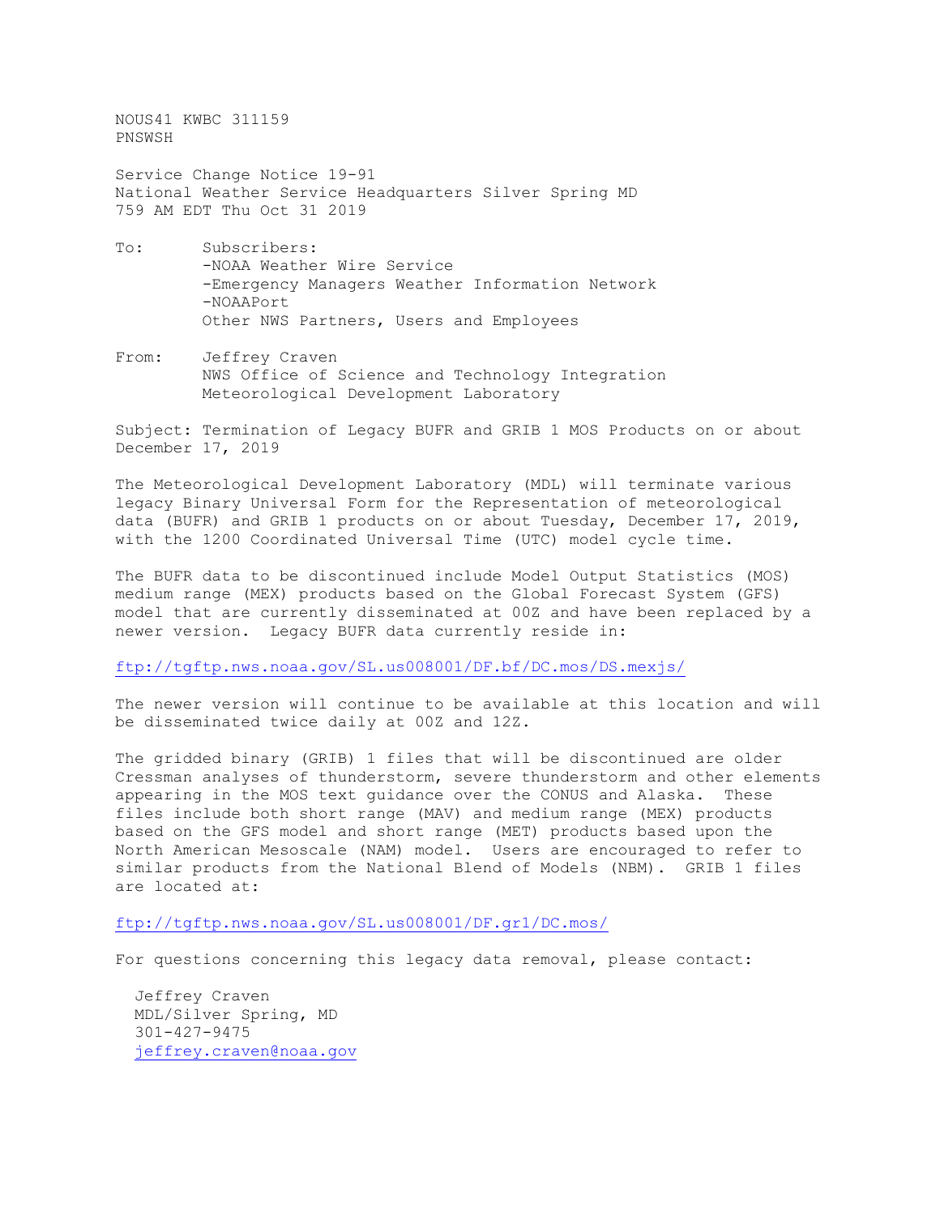NOUS41 KWBC 311159
PNSWSH

Service Change Notice 19-91
National Weather Service Headquarters Silver Spring MD
759 AM EDT Thu Oct 31 2019

To: Subscribers:
-NOAA Weather Wire Service
-Emergency Managers Weather Information Network
-NOAAPort
Other NWS Partners, Users and Employees

From: Jeffrey Craven
NWS Office of Science and Technology Integration
Meteorological Development Laboratory

Subject: Termination of Legacy BUFR and GRIB 1 MOS Products on or about December 17, 2019

The Meteorological Development Laboratory (MDL) will terminate various legacy Binary Universal Form for the Representation of meteorological data (BUFR) and GRIB 1 products on or about Tuesday, December 17, 2019, with the 1200 Coordinated Universal Time (UTC) model cycle time.

The BUFR data to be discontinued include Model Output Statistics (MOS) medium range (MEX) products based on the Global Forecast System (GFS) model that are currently disseminated at 00Z and have been replaced by a newer version. Legacy BUFR data currently reside in:

ftp://tgftp.nws.noaa.gov/SL.us008001/DF.bf/DC.mos/DS.mexjs/

The newer version will continue to be available at this location and will be disseminated twice daily at 00Z and 12Z.

The gridded binary (GRIB) 1 files that will be discontinued are older Cressman analyses of thunderstorm, severe thunderstorm and other elements appearing in the MOS text guidance over the CONUS and Alaska. These files include both short range (MAV) and medium range (MEX) products based on the GFS model and short range (MET) products based upon the North American Mesoscale (NAM) model. Users are encouraged to refer to similar products from the National Blend of Models (NBM). GRIB 1 files are located at:

ftp://tgftp.nws.noaa.gov/SL.us008001/DF.gr1/DC.mos/

For questions concerning this legacy data removal, please contact:

Jeffrey Craven
MDL/Silver Spring, MD
301-427-9475
jeffrey.craven@noaa.gov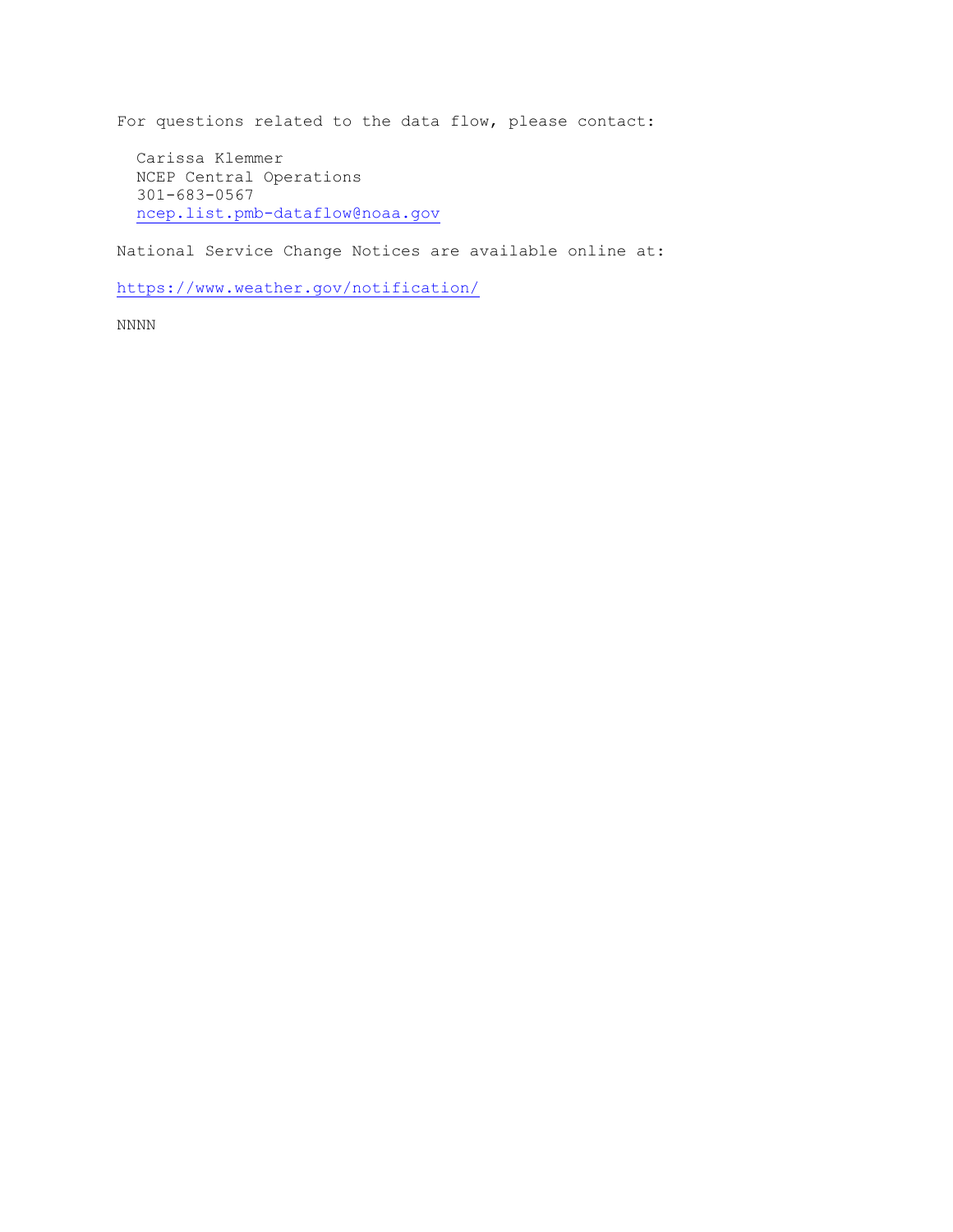For questions related to the data flow, please contact:

Carissa Klemmer  
NCEP Central Operations  
301-683-0567  
ncep.list.pmb-dataflow@noaa.gov

National Service Change Notices are available online at:

https://www.weather.gov/notification/

NNNN